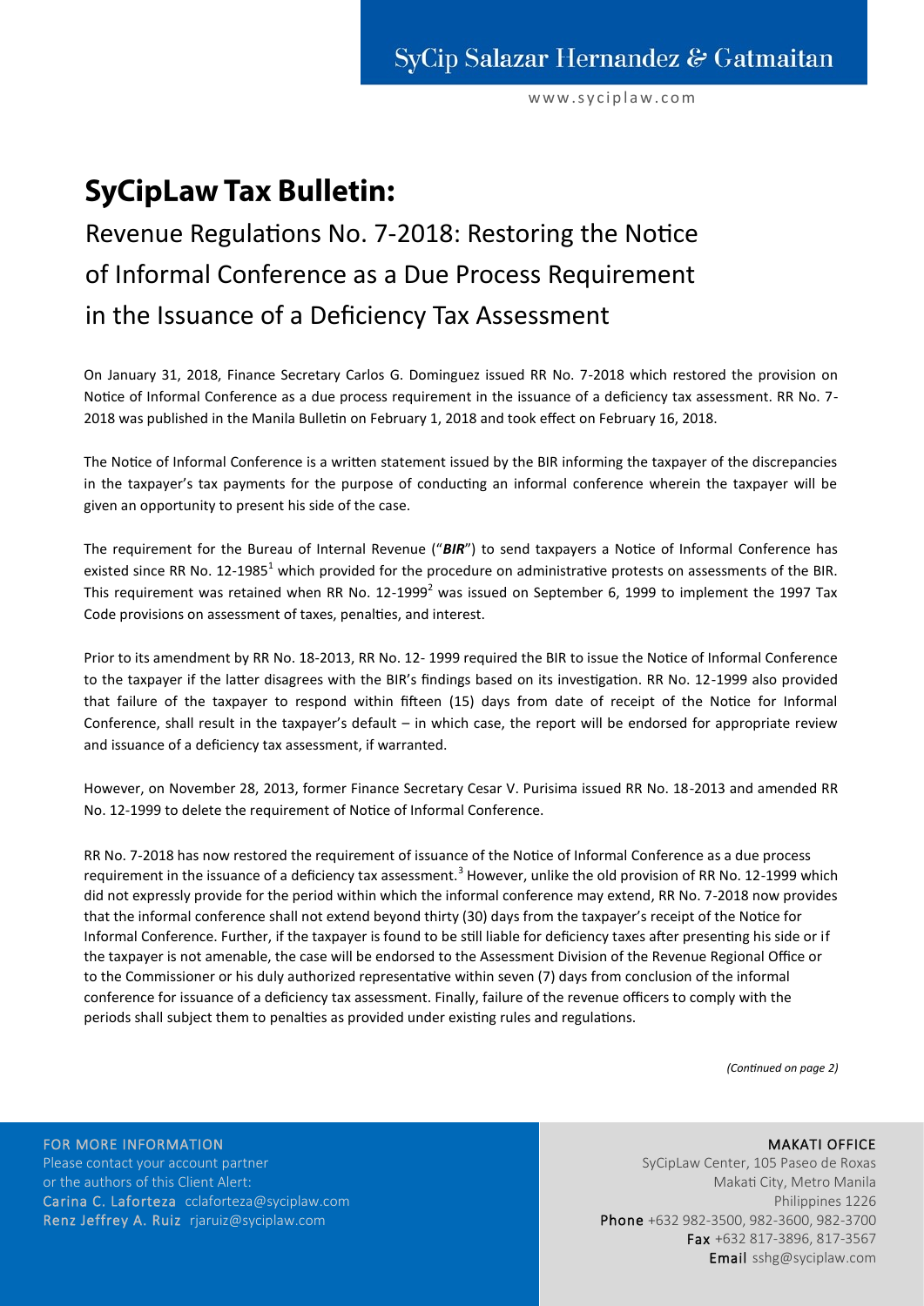# SyCipLaw Tax Bulletin:

## Revenue Regulations No. 7-2018: Restoring the Notice of Informal Conference as a Due Process Requirement in the Issuance of a Deficiency Tax Assessment

On January 31, 2018, Finance Secretary Carlos G. Dominguez issued RR No. 7-2018 which restored the provision on Notice of Informal Conference as a due process requirement in the issuance of a deficiency tax assessment. RR No. 7-2018 was published in the Manila Bulletin on February 1, 2018 and took effect on February 16, 2018.

The Notice of Informal Conference is a written statement issued by the BIR informing the taxpayer of the discrepancies in the taxpayer's tax payments for the purpose of conducting an informal conference wherein the taxpayer will be given an opportunity to present his side of the case.

The requirement for the Bureau of Internal Revenue ("***BIR***") to send taxpayers a Notice of Informal Conference has existed since RR No. 12-1985[1] which provided for the procedure on administrative protests on assessments of the BIR. This requirement was retained when RR No. 12-1999[2] was issued on September 6, 1999 to implement the 1997 Tax Code provisions on assessment of taxes, penalties, and interest.

Prior to its amendment by RR No. 18-2013, RR No. 12- 1999 required the BIR to issue the Notice of Informal Conference to the taxpayer if the latter disagrees with the BIR's findings based on its investigation. RR No. 12-1999 also provided that failure of the taxpayer to respond within fifteen (15) days from date of receipt of the Notice for Informal Conference, shall result in the taxpayer's default – in which case, the report will be endorsed for appropriate review and issuance of a deficiency tax assessment, if warranted.

However, on November 28, 2013, former Finance Secretary Cesar V. Purisima issued RR No. 18-2013 and amended RR No. 12-1999 to delete the requirement of Notice of Informal Conference.

RR No. 7-2018 has now restored the requirement of issuance of the Notice of Informal Conference as a due process requirement in the issuance of a deficiency tax assessment.[3] However, unlike the old provision of RR No. 12-1999 which did not expressly provide for the period within which the informal conference may extend, RR No. 7-2018 now provides that the informal conference shall not extend beyond thirty (30) days from the taxpayer's receipt of the Notice for Informal Conference. Further, if the taxpayer is found to be still liable for deficiency taxes after presenting his side or if the taxpayer is not amenable, the case will be endorsed to the Assessment Division of the Revenue Regional Office or to the Commissioner or his duly authorized representative within seven (7) days from conclusion of the informal conference for issuance of a deficiency tax assessment. Finally, failure of the revenue officers to comply with the periods shall subject them to penalties as provided under existing rules and regulations.

*(Continued on page 2)*

**FOR MORE INFORMATION**
Please contact your account partner or the authors of this Client Alert:
**Carina C. Laforteza** cclaforteza@syciplaw.com
**Renz Jeffrey A. Ruiz** rjaruiz@syciplaw.com

**MAKATI OFFICE**
SyCipLaw Center, 105 Paseo de Roxas
Makati City, Metro Manila
Philippines 1226
**Phone** +632 982-3500, 982-3600, 982-3700
**Fax** +632 817-3896, 817-3567
**Email** sshg@syciplaw.com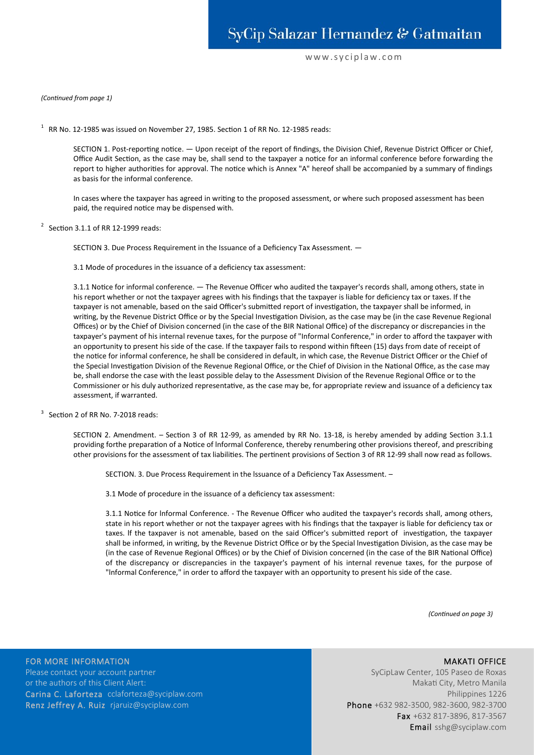*(Continued from page 1)*

[1] RR No. 12-1985 was issued on November 27, 1985. Section 1 of RR No. 12-1985 reads:

> SECTION 1. Post-reporting notice. — Upon receipt of the report of findings, the Division Chief, Revenue District Officer or Chief, Office Audit Section, as the case may be, shall send to the taxpayer a notice for an informal conference before forwarding the report to higher authorities for approval. The notice which is Annex "A" hereof shall be accompanied by a summary of findings as basis for the informal conference.
>
> In cases where the taxpayer has agreed in writing to the proposed assessment, or where such proposed assessment has been paid, the required notice may be dispensed with.

[2] Section 3.1.1 of RR 12-1999 reads:

> SECTION 3. Due Process Requirement in the Issuance of a Deficiency Tax Assessment. —
>
> 3.1 Mode of procedures in the issuance of a deficiency tax assessment:
>
> 3.1.1 Notice for informal conference. — The Revenue Officer who audited the taxpayer's records shall, among others, state in his report whether or not the taxpayer agrees with his findings that the taxpayer is liable for deficiency tax or taxes. If the taxpayer is not amenable, based on the said Officer's submitted report of investigation, the taxpayer shall be informed, in writing, by the Revenue District Office or by the Special Investigation Division, as the case may be (in the case Revenue Regional Offices) or by the Chief of Division concerned (in the case of the BIR National Office) of the discrepancy or discrepancies in the taxpayer's payment of his internal revenue taxes, for the purpose of "Informal Conference," in order to afford the taxpayer with an opportunity to present his side of the case. If the taxpayer fails to respond within fifteen (15) days from date of receipt of the notice for informal conference, he shall be considered in default, in which case, the Revenue District Officer or the Chief of the Special Investigation Division of the Revenue Regional Office, or the Chief of Division in the National Office, as the case may be, shall endorse the case with the least possible delay to the Assessment Division of the Revenue Regional Office or to the Commissioner or his duly authorized representative, as the case may be, for appropriate review and issuance of a deficiency tax assessment, if warranted.

[3] Section 2 of RR No. 7-2018 reads:

> SECTION 2. Amendment. – Section 3 of RR 12-99, as amended by RR No. 13-18, is hereby amended by adding Section 3.1.1 providing forthe preparation of a Notice of lnformal Conference, thereby renumbering other provisions thereof, and prescribing other provisions for the assessment of tax liabilities. The pertinent provisions of Section 3 of RR 12-99 shall now read as follows.
>
> > SECTION. 3. Due Process Requirement in the lssuance of a Deficiency Tax Assessment. –
> >
> > 3.1 Mode of procedure in the issuance of a deficiency tax assessment:
> >
> > 3.1.1 Notice for lnformal Conference. - The Revenue Officer who audited the taxpayer's records shall, among others, state in his report whether or not the taxpayer agrees with his findings that the taxpayer is liable for deficiency tax or taxes. lf the taxpayer is not amenable, based on the said Officer's submitted report of investigation, the taxpayer shall be informed, in writing, by the Revenue District Office or by the Special lnvestigation Division, as the case may be (in the case of Revenue Regional Offices) or by the Chief of Division concerned (in the case of the BIR National Office) of the discrepancy or discrepancies in the taxpayer's payment of his internal revenue taxes, for the purpose of "lnformal Conference," in order to afford the taxpayer with an opportunity to present his side of the case.

*(Continued on page 3)*

**FOR MORE INFORMATION**

Please contact your account partner or the authors of this Client Alert:

**Carina C. Laforteza** cclaforteza@syciplaw.com

**Renz Jeffrey A. Ruiz** rjaruiz@syciplaw.com

**MAKATI OFFICE**

SyCipLaw Center, 105 Paseo de Roxas
Makati City, Metro Manila
Philippines 1226

**Phone** +632 982-3500, 982-3600, 982-3700

**Fax** +632 817-3896, 817-3567

**Email** sshg@syciplaw.com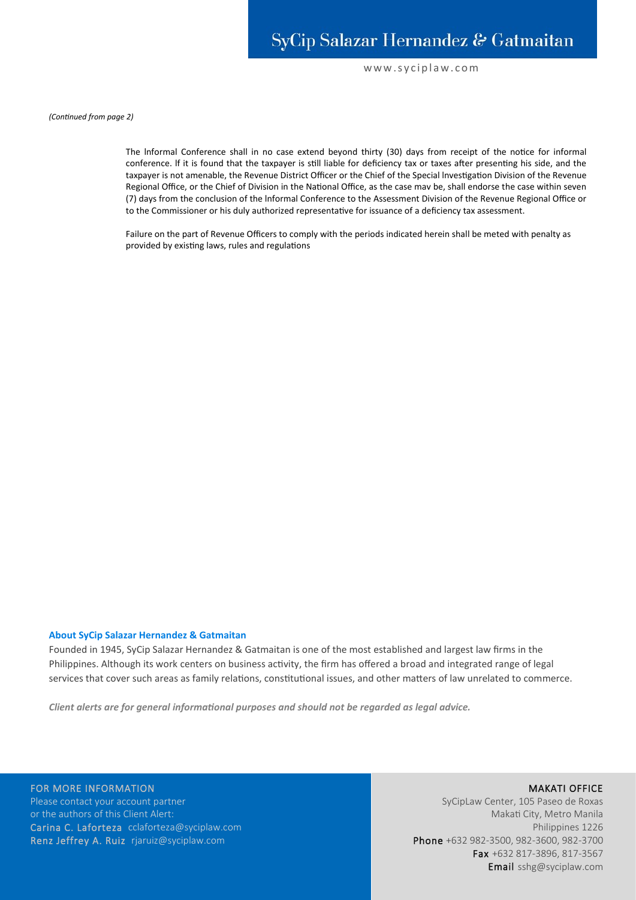*(Continued from page 2)*

The Informal Conference shall in no case extend beyond thirty (30) days from receipt of the notice for informal conference. If it is found that the taxpayer is still liable for deficiency tax or taxes after presenting his side, and the taxpayer is not amenable, the Revenue District Officer or the Chief of the Special Investigation Division of the Revenue Regional Office, or the Chief of Division in the National Office, as the case mav be, shall endorse the case within seven (7) days from the conclusion of the Informal Conference to the Assessment Division of the Revenue Regional Office or to the Commissioner or his duly authorized representative for issuance of a deficiency tax assessment.

Failure on the part of Revenue Officers to comply with the periods indicated herein shall be meted with penalty as provided by existing laws, rules and regulations

**About SyCip Salazar Hernandez & Gatmaitan**

Founded in 1945, SyCip Salazar Hernandez & Gatmaitan is one of the most established and largest law firms in the Philippines. Although its work centers on business activity, the firm has offered a broad and integrated range of legal services that cover such areas as family relations, constitutional issues, and other matters of law unrelated to commerce.

***Client alerts are for general informational purposes and should not be regarded as legal advice.***

FOR MORE INFORMATION

Please contact your account partner or the authors of this Client Alert:

Carina C. Laforteza cclaforteza@syciplaw.com

Renz Jeffrey A. Ruiz rjaruiz@syciplaw.com

MAKATI OFFICE

SyCipLaw Center, 105 Paseo de Roxas
Makati City, Metro Manila
Philippines 1226

Phone +632 982-3500, 982-3600, 982-3700
Fax +632 817-3896, 817-3567
Email sshg@syciplaw.com